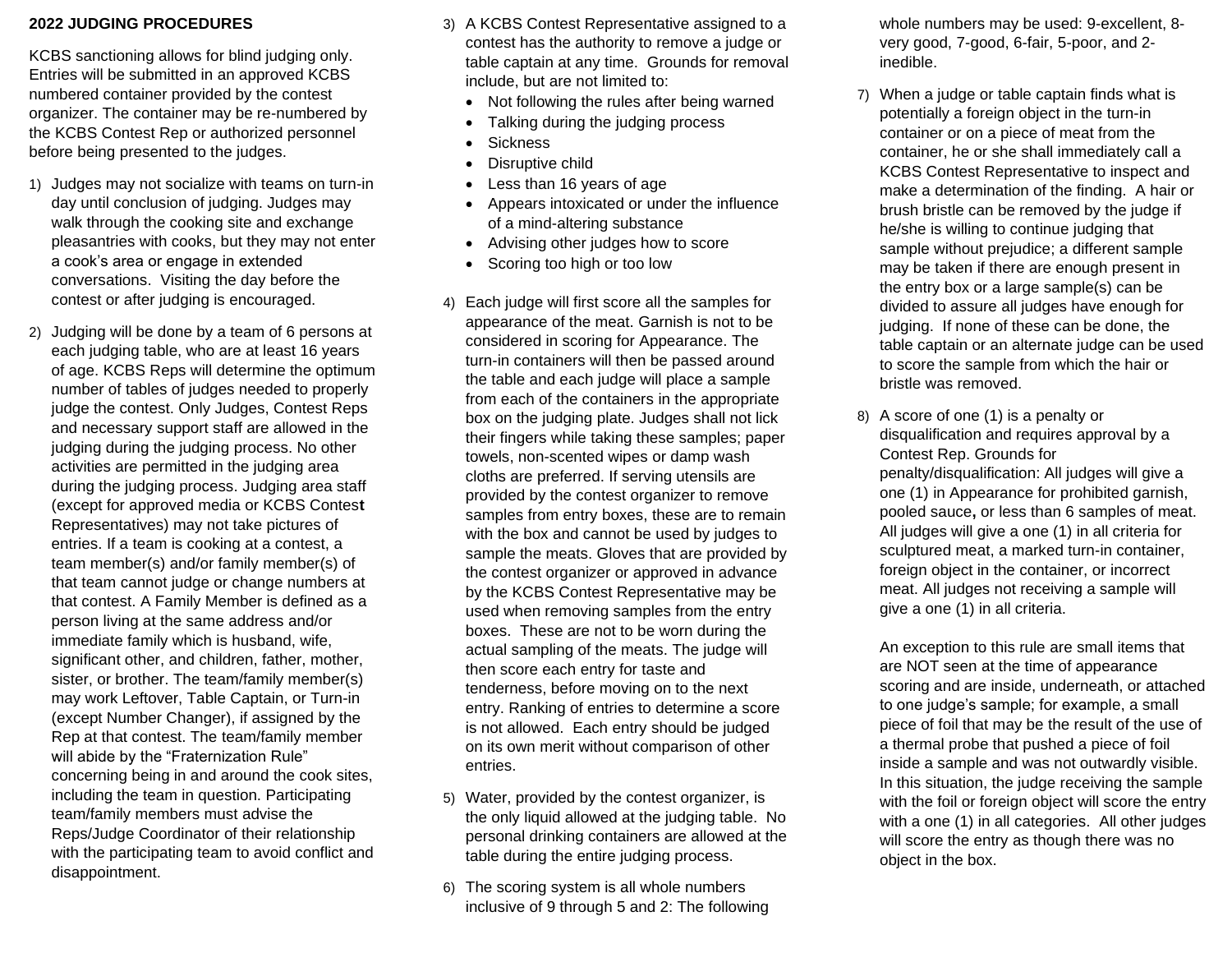**2022 JUDGING PROCEDURES**

KCBS sanctioning allows for blind judging only. Entries will be submitted in an approved KCBS numbered container provided by the contest organizer. The container may be re-numbered by the KCBS Contest Rep or authorized personnel before being presented to the judges.

1) Judges may not socialize with teams on turn-in day until conclusion of judging. Judges may walk through the cooking site and exchange pleasantries with cooks, but they may not enter a cook's area or engage in extended conversations. Visiting the day before the contest or after judging is encouraged.

2) Judging will be done by a team of 6 persons at each judging table, who are at least 16 years of age. KCBS Reps will determine the optimum number of tables of judges needed to properly judge the contest. Only Judges, Contest Reps and necessary support staff are allowed in the judging during the judging process. No other activities are permitted in the judging area during the judging process. Judging area staff (except for approved media or KCBS Contest Representatives) may not take pictures of entries. If a team is cooking at a contest, a team member(s) and/or family member(s) of that team cannot judge or change numbers at that contest. A Family Member is defined as a person living at the same address and/or immediate family which is husband, wife, significant other, and children, father, mother, sister, or brother. The team/family member(s) may work Leftover, Table Captain, or Turn-in (except Number Changer), if assigned by the Rep at that contest. The team/family member will abide by the "Fraternization Rule" concerning being in and around the cook sites, including the team in question. Participating team/family members must advise the Reps/Judge Coordinator of their relationship with the participating team to avoid conflict and disappointment.

3) A KCBS Contest Representative assigned to a contest has the authority to remove a judge or table captain at any time. Grounds for removal include, but are not limited to:
   - Not following the rules after being warned
   - Talking during the judging process
   - Sickness
   - Disruptive child
   - Less than 16 years of age
   - Appears intoxicated or under the influence of a mind-altering substance
   - Advising other judges how to score
   - Scoring too high or too low

4) Each judge will first score all the samples for appearance of the meat. Garnish is not to be considered in scoring for Appearance. The turn-in containers will then be passed around the table and each judge will place a sample from each of the containers in the appropriate box on the judging plate. Judges shall not lick their fingers while taking these samples; paper towels, non-scented wipes or damp wash cloths are preferred. If serving utensils are provided by the contest organizer to remove samples from entry boxes, these are to remain with the box and cannot be used by judges to sample the meats. Gloves that are provided by the contest organizer or approved in advance by the KCBS Contest Representative may be used when removing samples from the entry boxes. These are not to be worn during the actual sampling of the meats. The judge will then score each entry for taste and tenderness, before moving on to the next entry. Ranking of entries to determine a score is not allowed. Each entry should be judged on its own merit without comparison of other entries.

5) Water, provided by the contest organizer, is the only liquid allowed at the judging table. No personal drinking containers are allowed at the table during the entire judging process.

6) The scoring system is all whole numbers inclusive of 9 through 5 and 2: The following whole numbers may be used: 9-excellent, 8-very good, 7-good, 6-fair, 5-poor, and 2-inedible.

7) When a judge or table captain finds what is potentially a foreign object in the turn-in container or on a piece of meat from the container, he or she shall immediately call a KCBS Contest Representative to inspect and make a determination of the finding. A hair or brush bristle can be removed by the judge if he/she is willing to continue judging that sample without prejudice; a different sample may be taken if there are enough present in the entry box or a large sample(s) can be divided to assure all judges have enough for judging. If none of these can be done, the table captain or an alternate judge can be used to score the sample from which the hair or bristle was removed.

8) A score of one (1) is a penalty or disqualification and requires approval by a Contest Rep. Grounds for penalty/disqualification: All judges will give a one (1) in Appearance for prohibited garnish, pooled sauce, or less than 6 samples of meat. All judges will give a one (1) in all criteria for sculptured meat, a marked turn-in container, foreign object in the container, or incorrect meat. All judges not receiving a sample will give a one (1) in all criteria.

   An exception to this rule are small items that are NOT seen at the time of appearance scoring and are inside, underneath, or attached to one judge's sample; for example, a small piece of foil that may be the result of the use of a thermal probe that pushed a piece of foil inside a sample and was not outwardly visible. In this situation, the judge receiving the sample with the foil or foreign object will score the entry with a one (1) in all categories. All other judges will score the entry as though there was no object in the box.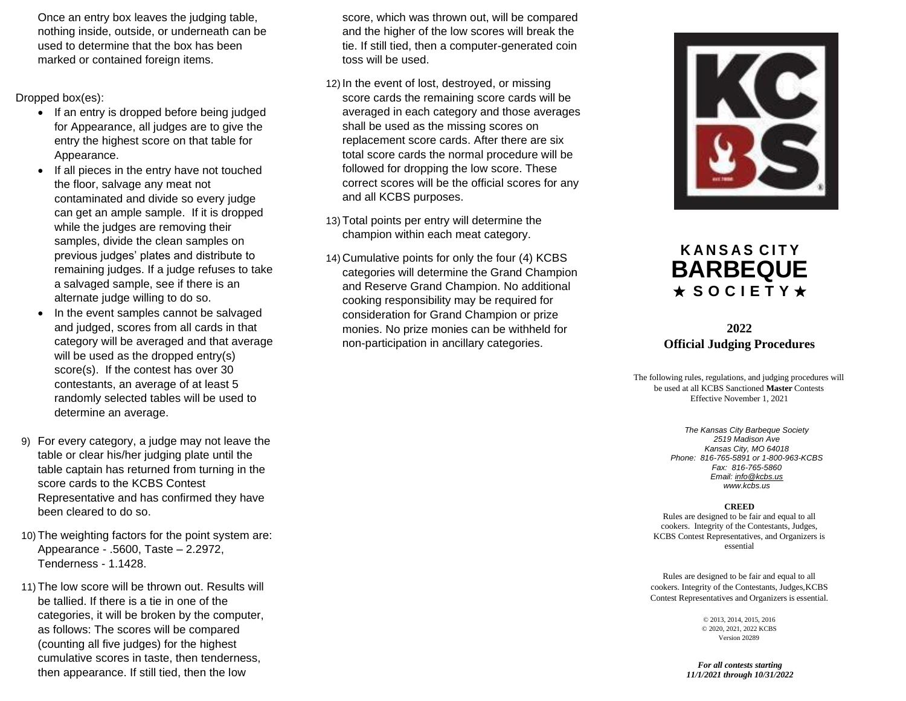Once an entry box leaves the judging table, nothing inside, outside, or underneath can be used to determine that the box has been marked or contained foreign items.

Dropped box(es):

- If an entry is dropped before being judged for Appearance, all judges are to give the entry the highest score on that table for Appearance.
- If all pieces in the entry have not touched the floor, salvage any meat not contaminated and divide so every judge can get an ample sample. If it is dropped while the judges are removing their samples, divide the clean samples on previous judges' plates and distribute to remaining judges. If a judge refuses to take a salvaged sample, see if there is an alternate judge willing to do so.
- In the event samples cannot be salvaged and judged, scores from all cards in that category will be averaged and that average will be used as the dropped entry(s) score(s). If the contest has over 30 contestants, an average of at least 5 randomly selected tables will be used to determine an average.

9) For every category, a judge may not leave the table or clear his/her judging plate until the table captain has returned from turning in the score cards to the KCBS Contest Representative and has confirmed they have been cleared to do so.

10) The weighting factors for the point system are: Appearance - .5600, Taste – 2.2972, Tenderness - 1.1428.

11) The low score will be thrown out. Results will be tallied. If there is a tie in one of the categories, it will be broken by the computer, as follows: The scores will be compared (counting all five judges) for the highest cumulative scores in taste, then tenderness, then appearance. If still tied, then the low score, which was thrown out, will be compared and the higher of the low scores will break the tie. If still tied, then a computer-generated coin toss will be used.

12) In the event of lost, destroyed, or missing score cards the remaining score cards will be averaged in each category and those averages shall be used as the missing scores on replacement score cards. After there are six total score cards the normal procedure will be followed for dropping the low score. These correct scores will be the official scores for any and all KCBS purposes.

13) Total points per entry will determine the champion within each meat category.

14) Cumulative points for only the four (4) KCBS categories will determine the Grand Champion and Reserve Grand Champion. No additional cooking responsibility may be required for consideration for Grand Champion or prize monies. No prize monies can be withheld for non-participation in ancillary categories.

KC BS

**KANSAS CITY**
# BARBEQUE
**★ SOCIETY ★**

## 2022
## Official Judging Procedures

The following rules, regulations, and judging procedures will be used at all KCBS Sanctioned **Master** Contests
Effective November 1, 2021

*The Kansas City Barbeque Society*
*2519 Madison Ave*
*Kansas City, MO 64018*
*Phone: 816-765-5891 or 1-800-963-KCBS*
*Fax: 816-765-5860*
*Email: info@kcbs.us*
*www.kcbs.us*

**CREED**
Rules are designed to be fair and equal to all cookers. Integrity of the Contestants, Judges, KCBS Contest Representatives, and Organizers is essential

Rules are designed to be fair and equal to all cookers. Integrity of the Contestants, Judges,KCBS Contest Representatives and Organizers is essential.

© 2013, 2014, 2015, 2016
© 2020, 2021, 2022 KCBS
Version 20289

***For all contests starting***
***11/1/2021 through 10/31/2022***